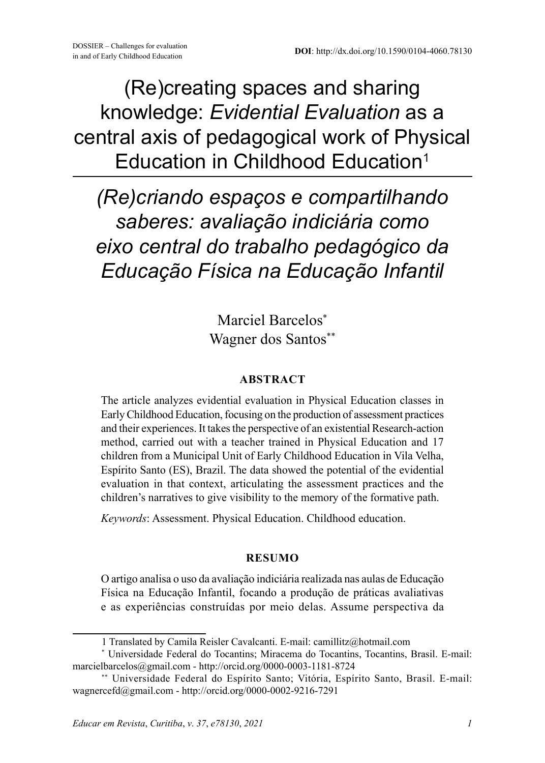DOSSIER – Challenges for evaluation in and of Early Childhood Education

**DOI**: http://dx.doi.org/10.1590/0104-4060.78130

# (Re)creating spaces and sharing knowledge: *Evidential Evaluation* as a central axis of pedagogical work of Physical Education in Childhood Education[1]

# *(Re)criando espaços e compartilhando saberes: avaliação indiciária como eixo central do trabalho pedagógico da Educação Física na Educação Infantil*

Marciel Barcelos[*]
Wagner dos Santos[**]

**ABSTRACT**

The article analyzes evidential evaluation in Physical Education classes in Early Childhood Education, focusing on the production of assessment practices and their experiences. It takes the perspective of an existential Research-action method, carried out with a teacher trained in Physical Education and 17 children from a Municipal Unit of Early Childhood Education in Vila Velha, Espírito Santo (ES), Brazil. The data showed the potential of the evidential evaluation in that context, articulating the assessment practices and the children's narratives to give visibility to the memory of the formative path.

*Keywords*: Assessment. Physical Education. Childhood education.

**RESUMO**

O artigo analisa o uso da avaliação indiciária realizada nas aulas de Educação Física na Educação Infantil, focando a produção de práticas avaliativas e as experiências construídas por meio delas. Assume perspectiva da

---

1 Translated by Camila Reisler Cavalcanti. E-mail: camillitz@hotmail.com

[*] Universidade Federal do Tocantins; Miracema do Tocantins, Tocantins, Brasil. E-mail: marcielbarcelos@gmail.com - http://orcid.org/0000-0003-1181-8724

[**] Universidade Federal do Espírito Santo; Vitória, Espírito Santo, Brasil. E-mail: wagnercefd@gmail.com - http://orcid.org/0000-0002-9216-7291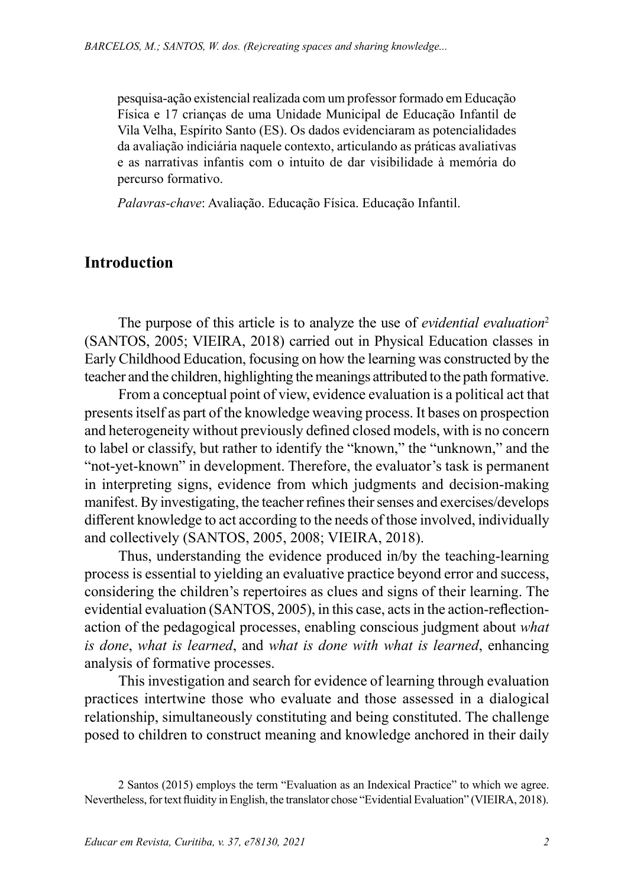pesquisa-ação existencial realizada com um professor formado em Educação Física e 17 crianças de uma Unidade Municipal de Educação Infantil de Vila Velha, Espírito Santo (ES). Os dados evidenciaram as potencialidades da avaliação indiciária naquele contexto, articulando as práticas avaliativas e as narrativas infantis com o intuito de dar visibilidade à memória do percurso formativo.

*Palavras-chave*: Avaliação. Educação Física. Educação Infantil.

## Introduction

The purpose of this article is to analyze the use of *evidential evaluation*[2] (SANTOS, 2005; VIEIRA, 2018) carried out in Physical Education classes in Early Childhood Education, focusing on how the learning was constructed by the teacher and the children, highlighting the meanings attributed to the path formative.

From a conceptual point of view, evidence evaluation is a political act that presents itself as part of the knowledge weaving process. It bases on prospection and heterogeneity without previously defined closed models, with is no concern to label or classify, but rather to identify the "known," the "unknown," and the "not-yet-known" in development. Therefore, the evaluator's task is permanent in interpreting signs, evidence from which judgments and decision-making manifest. By investigating, the teacher refines their senses and exercises/develops different knowledge to act according to the needs of those involved, individually and collectively (SANTOS, 2005, 2008; VIEIRA, 2018).

Thus, understanding the evidence produced in/by the teaching-learning process is essential to yielding an evaluative practice beyond error and success, considering the children's repertoires as clues and signs of their learning. The evidential evaluation (SANTOS, 2005), in this case, acts in the action-reflection-action of the pedagogical processes, enabling conscious judgment about *what is done*, *what is learned*, and *what is done with what is learned*, enhancing analysis of formative processes.

This investigation and search for evidence of learning through evaluation practices intertwine those who evaluate and those assessed in a dialogical relationship, simultaneously constituting and being constituted. The challenge posed to children to construct meaning and knowledge anchored in their daily

2 Santos (2015) employs the term "Evaluation as an Indexical Practice" to which we agree. Nevertheless, for text fluidity in English, the translator chose "Evidential Evaluation" (VIEIRA, 2018).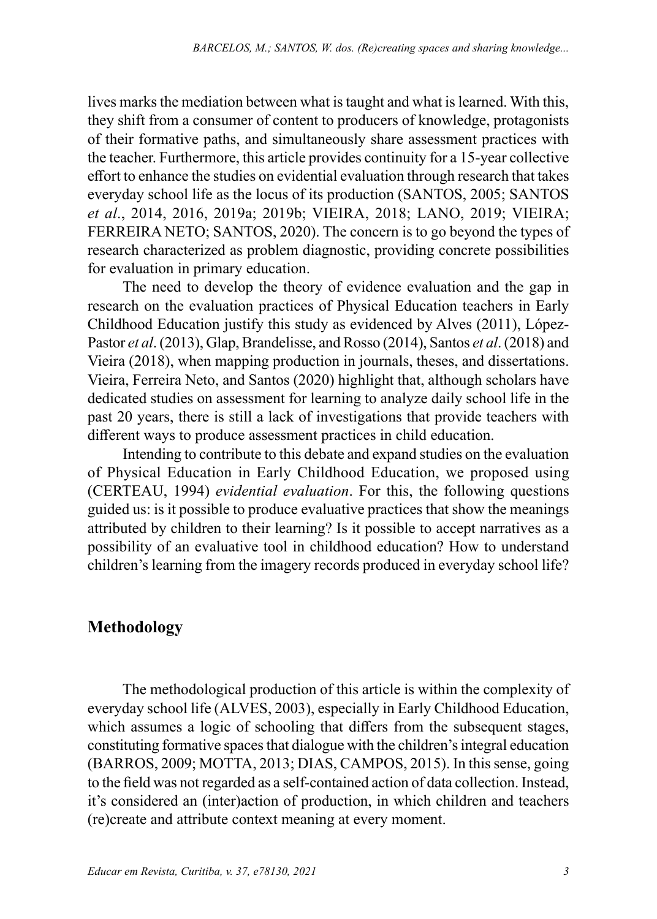lives marks the mediation between what is taught and what is learned. With this, they shift from a consumer of content to producers of knowledge, protagonists of their formative paths, and simultaneously share assessment practices with the teacher. Furthermore, this article provides continuity for a 15-year collective effort to enhance the studies on evidential evaluation through research that takes everyday school life as the locus of its production (SANTOS, 2005; SANTOS *et al*., 2014, 2016, 2019a; 2019b; VIEIRA, 2018; LANO, 2019; VIEIRA; FERREIRA NETO; SANTOS, 2020). The concern is to go beyond the types of research characterized as problem diagnostic, providing concrete possibilities for evaluation in primary education.

The need to develop the theory of evidence evaluation and the gap in research on the evaluation practices of Physical Education teachers in Early Childhood Education justify this study as evidenced by Alves (2011), López-Pastor *et al*. (2013), Glap, Brandelisse, and Rosso (2014), Santos *et al*. (2018) and Vieira (2018), when mapping production in journals, theses, and dissertations. Vieira, Ferreira Neto, and Santos (2020) highlight that, although scholars have dedicated studies on assessment for learning to analyze daily school life in the past 20 years, there is still a lack of investigations that provide teachers with different ways to produce assessment practices in child education.

Intending to contribute to this debate and expand studies on the evaluation of Physical Education in Early Childhood Education, we proposed using (CERTEAU, 1994) *evidential evaluation*. For this, the following questions guided us: is it possible to produce evaluative practices that show the meanings attributed by children to their learning? Is it possible to accept narratives as a possibility of an evaluative tool in childhood education? How to understand children's learning from the imagery records produced in everyday school life?

## Methodology

The methodological production of this article is within the complexity of everyday school life (ALVES, 2003), especially in Early Childhood Education, which assumes a logic of schooling that differs from the subsequent stages, constituting formative spaces that dialogue with the children's integral education (BARROS, 2009; MOTTA, 2013; DIAS, CAMPOS, 2015). In this sense, going to the field was not regarded as a self-contained action of data collection. Instead, it's considered an (inter)action of production, in which children and teachers (re)create and attribute context meaning at every moment.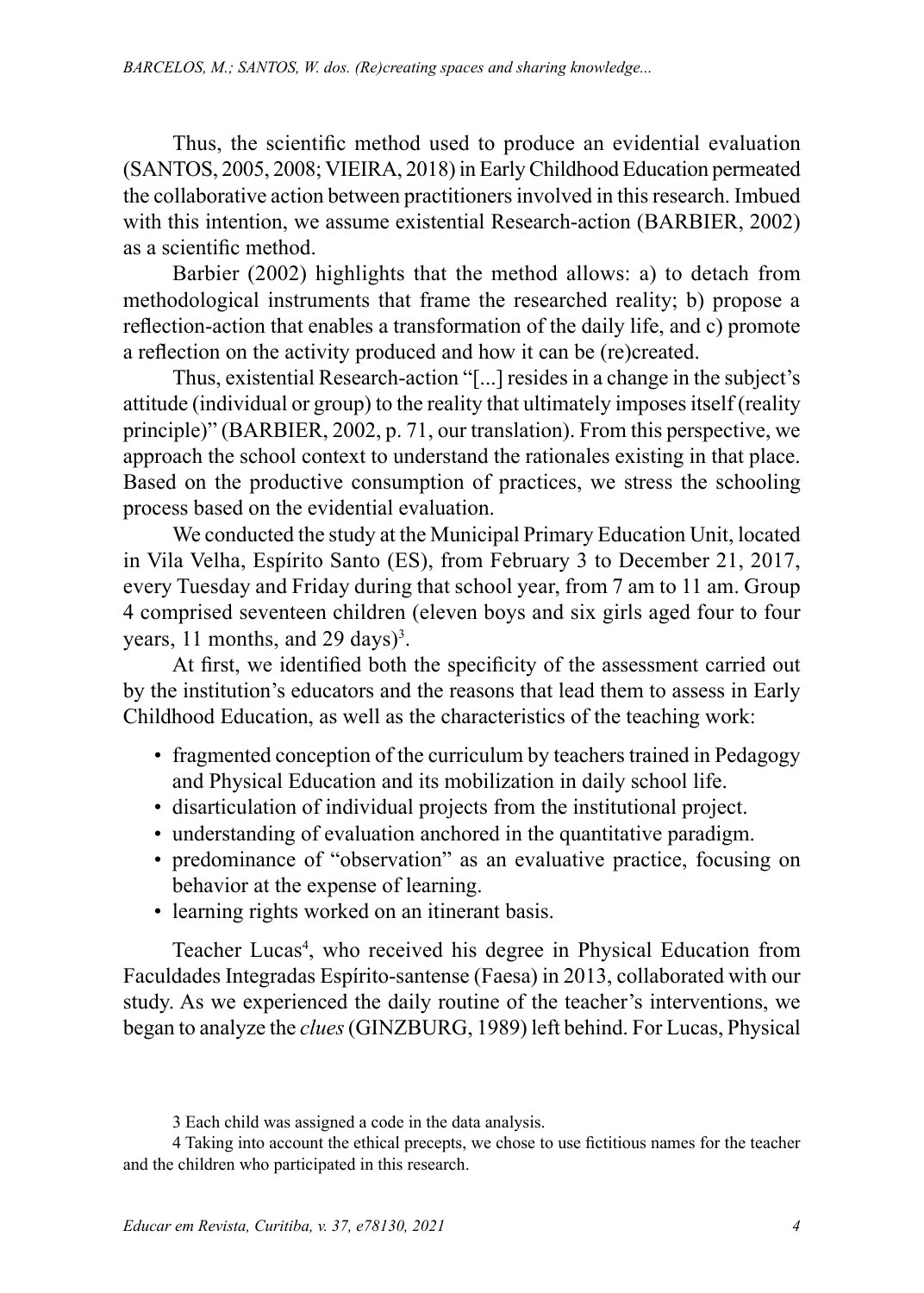Thus, the scientific method used to produce an evidential evaluation (SANTOS, 2005, 2008; VIEIRA, 2018) in Early Childhood Education permeated the collaborative action between practitioners involved in this research. Imbued with this intention, we assume existential Research-action (BARBIER, 2002) as a scientific method.

Barbier (2002) highlights that the method allows: a) to detach from methodological instruments that frame the researched reality; b) propose a reflection-action that enables a transformation of the daily life, and c) promote a reflection on the activity produced and how it can be (re)created.

Thus, existential Research-action "[...] resides in a change in the subject's attitude (individual or group) to the reality that ultimately imposes itself (reality principle)" (BARBIER, 2002, p. 71, our translation). From this perspective, we approach the school context to understand the rationales existing in that place. Based on the productive consumption of practices, we stress the schooling process based on the evidential evaluation.

We conducted the study at the Municipal Primary Education Unit, located in Vila Velha, Espírito Santo (ES), from February 3 to December 21, 2017, every Tuesday and Friday during that school year, from 7 am to 11 am. Group 4 comprised seventeen children (eleven boys and six girls aged four to four years, 11 months, and 29 days)[3].

At first, we identified both the specificity of the assessment carried out by the institution's educators and the reasons that lead them to assess in Early Childhood Education, as well as the characteristics of the teaching work:

- fragmented conception of the curriculum by teachers trained in Pedagogy and Physical Education and its mobilization in daily school life.
- disarticulation of individual projects from the institutional project.
- understanding of evaluation anchored in the quantitative paradigm.
- predominance of "observation" as an evaluative practice, focusing on behavior at the expense of learning.
- learning rights worked on an itinerant basis.

Teacher Lucas[4], who received his degree in Physical Education from Faculdades Integradas Espírito-santense (Faesa) in 2013, collaborated with our study. As we experienced the daily routine of the teacher's interventions, we began to analyze the *clues* (GINZBURG, 1989) left behind. For Lucas, Physical

3 Each child was assigned a code in the data analysis.

4 Taking into account the ethical precepts, we chose to use fictitious names for the teacher and the children who participated in this research.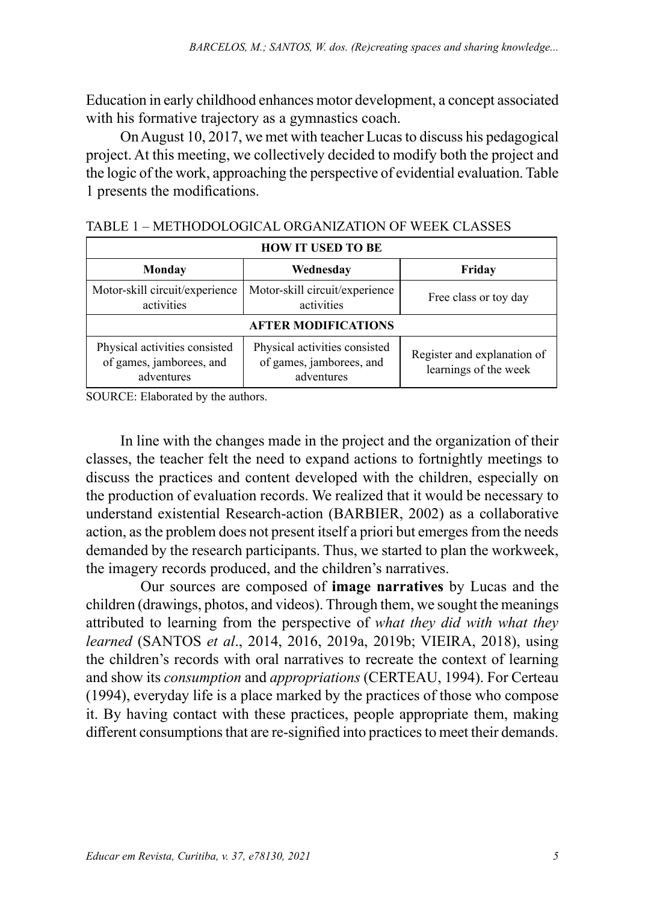Education in early childhood enhances motor development, a concept associated with his formative trajectory as a gymnastics coach.

On August 10, 2017, we met with teacher Lucas to discuss his pedagogical project. At this meeting, we collectively decided to modify both the project and the logic of the work, approaching the perspective of evidential evaluation. Table 1 presents the modifications.

TABLE 1 – METHODOLOGICAL ORGANIZATION OF WEEK CLASSES

| **HOW IT USED TO BE** | | |
|---|---|---|
| **Monday** | **Wednesday** | **Friday** |
| Motor-skill circuit/experience activities | Motor-skill circuit/experience activities | Free class or toy day |
| **AFTER MODIFICATIONS** | | |
| Physical activities consisted of games, jamborees, and adventures | Physical activities consisted of games, jamborees, and adventures | Register and explanation of learnings of the week |

SOURCE: Elaborated by the authors.

In line with the changes made in the project and the organization of their classes, the teacher felt the need to expand actions to fortnightly meetings to discuss the practices and content developed with the children, especially on the production of evaluation records. We realized that it would be necessary to understand existential Research-action (BARBIER, 2002) as a collaborative action, as the problem does not present itself a priori but emerges from the needs demanded by the research participants. Thus, we started to plan the workweek, the imagery records produced, and the children's narratives.

Our sources are composed of **image narratives** by Lucas and the children (drawings, photos, and videos). Through them, we sought the meanings attributed to learning from the perspective of *what they did with what they learned* (SANTOS *et al*., 2014, 2016, 2019a, 2019b; VIEIRA, 2018), using the children's records with oral narratives to recreate the context of learning and show its *consumption* and *appropriations* (CERTEAU, 1994). For Certeau (1994), everyday life is a place marked by the practices of those who compose it. By having contact with these practices, people appropriate them, making different consumptions that are re-signified into practices to meet their demands.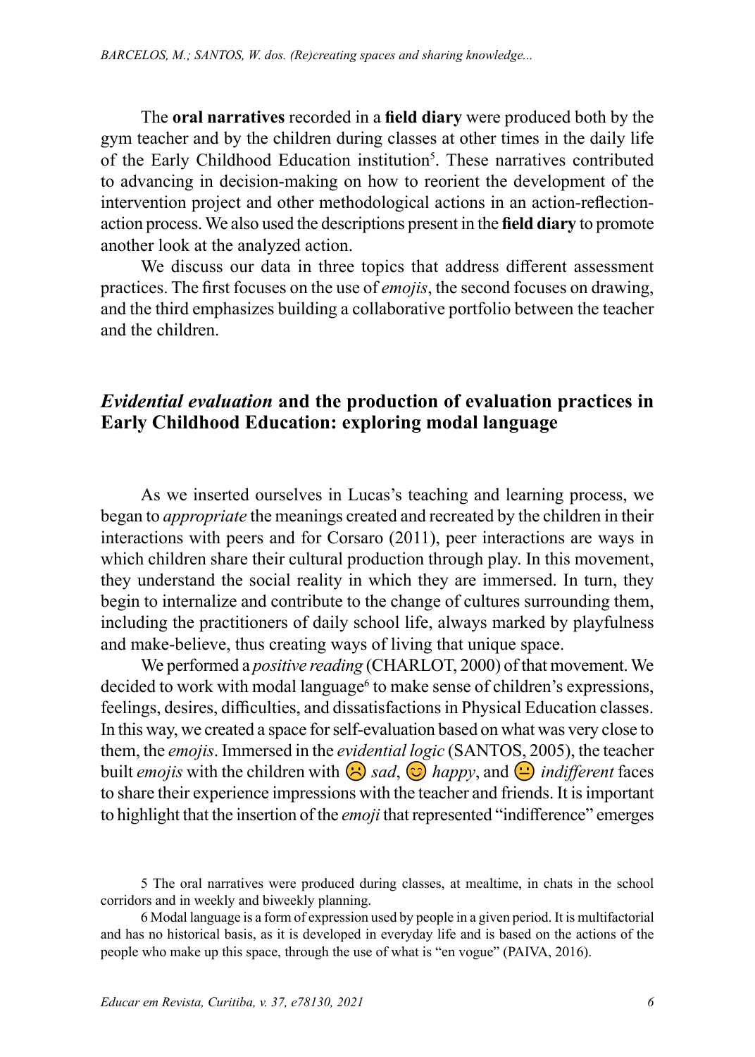The **oral narratives** recorded in a **field diary** were produced both by the gym teacher and by the children during classes at other times in the daily life of the Early Childhood Education institution[5]. These narratives contributed to advancing in decision-making on how to reorient the development of the intervention project and other methodological actions in an action-reflection-action process. We also used the descriptions present in the **field diary** to promote another look at the analyzed action.

We discuss our data in three topics that address different assessment practices. The first focuses on the use of *emojis*, the second focuses on drawing, and the third emphasizes building a collaborative portfolio between the teacher and the children.

## *Evidential evaluation* and the production of evaluation practices in Early Childhood Education: exploring modal language

As we inserted ourselves in Lucas's teaching and learning process, we began to *appropriate* the meanings created and recreated by the children in their interactions with peers and for Corsaro (2011), peer interactions are ways in which children share their cultural production through play. In this movement, they understand the social reality in which they are immersed. In turn, they begin to internalize and contribute to the change of cultures surrounding them, including the practitioners of daily school life, always marked by playfulness and make-believe, thus creating ways of living that unique space.

We performed a *positive reading* (CHARLOT, 2000) of that movement. We decided to work with modal language[6] to make sense of children's expressions, feelings, desires, difficulties, and dissatisfactions in Physical Education classes. In this way, we created a space for self-evaluation based on what was very close to them, the *emojis*. Immersed in the *evidential logic* (SANTOS, 2005), the teacher built *emojis* with the children with ☹ *sad*, 😊 *happy*, and 😐 *indifferent* faces to share their experience impressions with the teacher and friends. It is important to highlight that the insertion of the *emoji* that represented "indifference" emerges

5 The oral narratives were produced during classes, at mealtime, in chats in the school corridors and in weekly and biweekly planning.

6 Modal language is a form of expression used by people in a given period. It is multifactorial and has no historical basis, as it is developed in everyday life and is based on the actions of the people who make up this space, through the use of what is "en vogue" (PAIVA, 2016).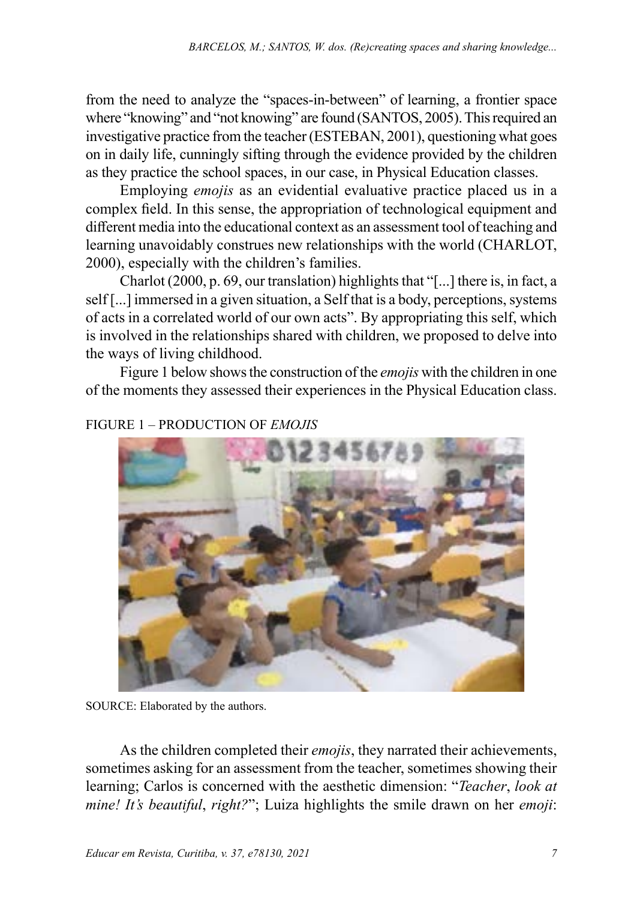from the need to analyze the "spaces-in-between" of learning, a frontier space where "knowing" and "not knowing" are found (SANTOS, 2005). This required an investigative practice from the teacher (ESTEBAN, 2001), questioning what goes on in daily life, cunningly sifting through the evidence provided by the children as they practice the school spaces, in our case, in Physical Education classes.

Employing *emojis* as an evidential evaluative practice placed us in a complex field. In this sense, the appropriation of technological equipment and different media into the educational context as an assessment tool of teaching and learning unavoidably construes new relationships with the world (CHARLOT, 2000), especially with the children's families.

Charlot (2000, p. 69, our translation) highlights that "[...] there is, in fact, a self [...] immersed in a given situation, a Self that is a body, perceptions, systems of acts in a correlated world of our own acts". By appropriating this self, which is involved in the relationships shared with children, we proposed to delve into the ways of living childhood.

Figure 1 below shows the construction of the *emojis* with the children in one of the moments they assessed their experiences in the Physical Education class.

FIGURE 1 – PRODUCTION OF *EMOJIS*

SOURCE: Elaborated by the authors.

As the children completed their *emojis*, they narrated their achievements, sometimes asking for an assessment from the teacher, sometimes showing their learning; Carlos is concerned with the aesthetic dimension: "*Teacher, look at mine! It's beautiful, right?*"; Luiza highlights the smile drawn on her *emoji*: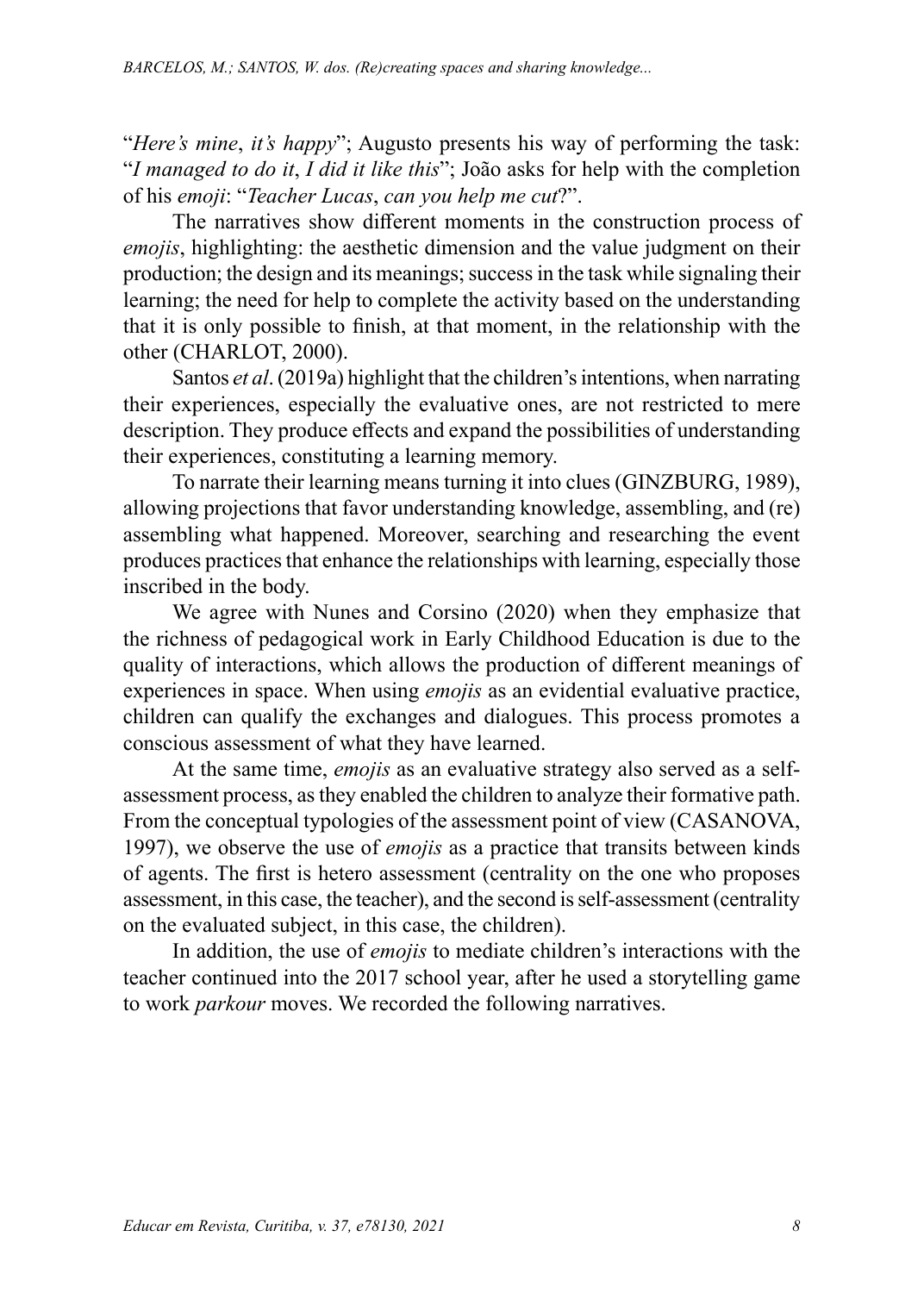"*Here's mine*, *it's happy*"; Augusto presents his way of performing the task: "*I managed to do it*, *I did it like this*"; João asks for help with the completion of his *emoji*: "*Teacher Lucas*, *can you help me cut*?".

The narratives show different moments in the construction process of *emojis*, highlighting: the aesthetic dimension and the value judgment on their production; the design and its meanings; success in the task while signaling their learning; the need for help to complete the activity based on the understanding that it is only possible to finish, at that moment, in the relationship with the other (CHARLOT, 2000).

Santos *et al*. (2019a) highlight that the children's intentions, when narrating their experiences, especially the evaluative ones, are not restricted to mere description. They produce effects and expand the possibilities of understanding their experiences, constituting a learning memory.

To narrate their learning means turning it into clues (GINZBURG, 1989), allowing projections that favor understanding knowledge, assembling, and (re) assembling what happened. Moreover, searching and researching the event produces practices that enhance the relationships with learning, especially those inscribed in the body.

We agree with Nunes and Corsino (2020) when they emphasize that the richness of pedagogical work in Early Childhood Education is due to the quality of interactions, which allows the production of different meanings of experiences in space. When using *emojis* as an evidential evaluative practice, children can qualify the exchanges and dialogues. This process promotes a conscious assessment of what they have learned.

At the same time, *emojis* as an evaluative strategy also served as a self-assessment process, as they enabled the children to analyze their formative path. From the conceptual typologies of the assessment point of view (CASANOVA, 1997), we observe the use of *emojis* as a practice that transits between kinds of agents. The first is hetero assessment (centrality on the one who proposes assessment, in this case, the teacher), and the second is self-assessment (centrality on the evaluated subject, in this case, the children).

In addition, the use of *emojis* to mediate children's interactions with the teacher continued into the 2017 school year, after he used a storytelling game to work *parkour* moves. We recorded the following narratives.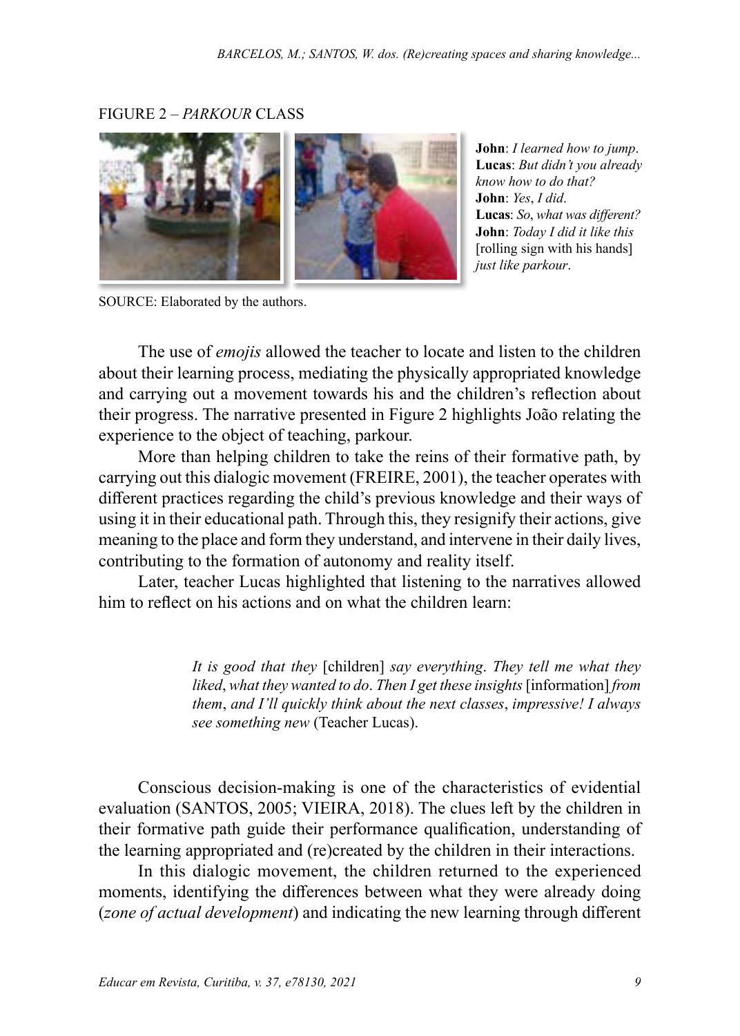FIGURE 2 – *PARKOUR* CLASS

**John**: *I learned how to jump*.
**Lucas**: *But didn't you already know how to do that?*
**John**: *Yes*, *I did*.
**Lucas**: *So*, *what was different?*
**John**: *Today I did it like this* [rolling sign with his hands] *just like parkour*.

SOURCE: Elaborated by the authors.

The use of *emojis* allowed the teacher to locate and listen to the children about their learning process, mediating the physically appropriated knowledge and carrying out a movement towards his and the children's reflection about their progress. The narrative presented in Figure 2 highlights João relating the experience to the object of teaching, parkour.

More than helping children to take the reins of their formative path, by carrying out this dialogic movement (FREIRE, 2001), the teacher operates with different practices regarding the child's previous knowledge and their ways of using it in their educational path. Through this, they resignify their actions, give meaning to the place and form they understand, and intervene in their daily lives, contributing to the formation of autonomy and reality itself.

Later, teacher Lucas highlighted that listening to the narratives allowed him to reflect on his actions and on what the children learn:

> *It is good that they* [children] *say everything*. *They tell me what they liked*, *what they wanted to do*. *Then I get these insights* [information] *from them*, *and I'll quickly think about the next classes*, *impressive! I always see something new* (Teacher Lucas).

Conscious decision-making is one of the characteristics of evidential evaluation (SANTOS, 2005; VIEIRA, 2018). The clues left by the children in their formative path guide their performance qualification, understanding of the learning appropriated and (re)created by the children in their interactions.

In this dialogic movement, the children returned to the experienced moments, identifying the differences between what they were already doing (*zone of actual development*) and indicating the new learning through different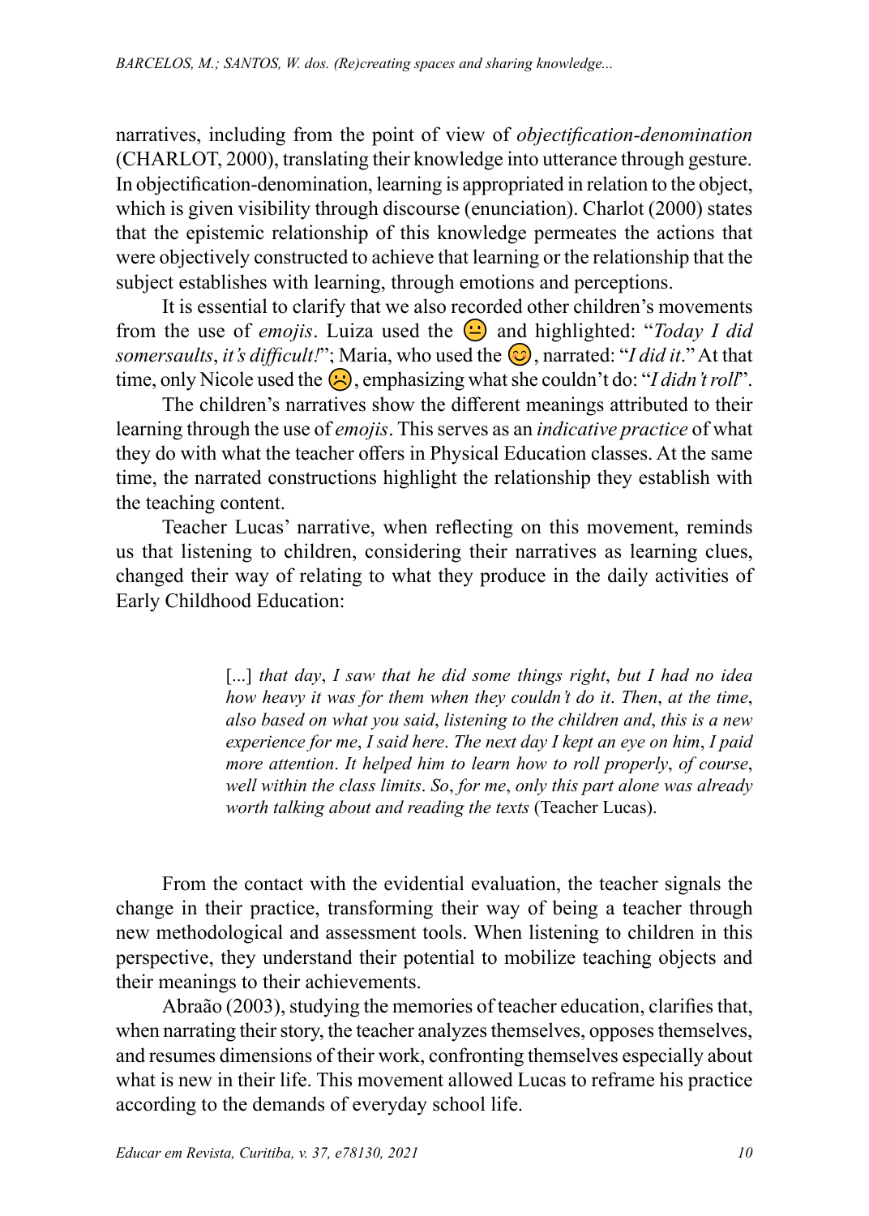narratives, including from the point of view of *objectification-denomination* (CHARLOT, 2000), translating their knowledge into utterance through gesture. In objectification-denomination, learning is appropriated in relation to the object, which is given visibility through discourse (enunciation). Charlot (2000) states that the epistemic relationship of this knowledge permeates the actions that were objectively constructed to achieve that learning or the relationship that the subject establishes with learning, through emotions and perceptions.

It is essential to clarify that we also recorded other children's movements from the use of *emojis*. Luiza used the 😐 and highlighted: "*Today I did somersaults, it's difficult!*"; Maria, who used the 😊, narrated: "*I did it*." At that time, only Nicole used the ☹️, emphasizing what she couldn't do: "*I didn't roll*".

The children's narratives show the different meanings attributed to their learning through the use of *emojis*. This serves as an *indicative practice* of what they do with what the teacher offers in Physical Education classes. At the same time, the narrated constructions highlight the relationship they establish with the teaching content.

Teacher Lucas' narrative, when reflecting on this movement, reminds us that listening to children, considering their narratives as learning clues, changed their way of relating to what they produce in the daily activities of Early Childhood Education:

> [...] *that day, I saw that he did some things right, but I had no idea how heavy it was for them when they couldn't do it. Then, at the time, also based on what you said, listening to the children and, this is a new experience for me, I said here. The next day I kept an eye on him, I paid more attention. It helped him to learn how to roll properly, of course, well within the class limits. So, for me, only this part alone was already worth talking about and reading the texts* (Teacher Lucas).

From the contact with the evidential evaluation, the teacher signals the change in their practice, transforming their way of being a teacher through new methodological and assessment tools. When listening to children in this perspective, they understand their potential to mobilize teaching objects and their meanings to their achievements.

Abraão (2003), studying the memories of teacher education, clarifies that, when narrating their story, the teacher analyzes themselves, opposes themselves, and resumes dimensions of their work, confronting themselves especially about what is new in their life. This movement allowed Lucas to reframe his practice according to the demands of everyday school life.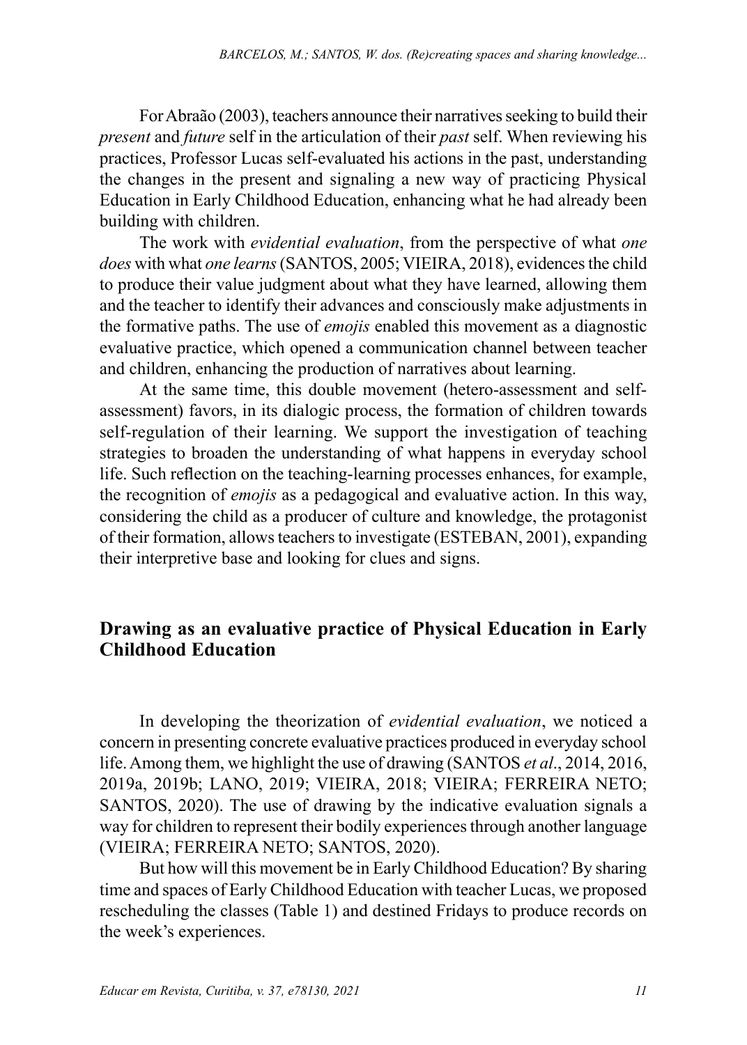For Abraão (2003), teachers announce their narratives seeking to build their *present* and *future* self in the articulation of their *past* self. When reviewing his practices, Professor Lucas self-evaluated his actions in the past, understanding the changes in the present and signaling a new way of practicing Physical Education in Early Childhood Education, enhancing what he had already been building with children.

The work with *evidential evaluation*, from the perspective of what *one does* with what *one learns* (SANTOS, 2005; VIEIRA, 2018), evidences the child to produce their value judgment about what they have learned, allowing them and the teacher to identify their advances and consciously make adjustments in the formative paths. The use of *emojis* enabled this movement as a diagnostic evaluative practice, which opened a communication channel between teacher and children, enhancing the production of narratives about learning.

At the same time, this double movement (hetero-assessment and self-assessment) favors, in its dialogic process, the formation of children towards self-regulation of their learning. We support the investigation of teaching strategies to broaden the understanding of what happens in everyday school life. Such reflection on the teaching-learning processes enhances, for example, the recognition of *emojis* as a pedagogical and evaluative action. In this way, considering the child as a producer of culture and knowledge, the protagonist of their formation, allows teachers to investigate (ESTEBAN, 2001), expanding their interpretive base and looking for clues and signs.

## Drawing as an evaluative practice of Physical Education in Early Childhood Education

In developing the theorization of *evidential evaluation*, we noticed a concern in presenting concrete evaluative practices produced in everyday school life. Among them, we highlight the use of drawing (SANTOS *et al*., 2014, 2016, 2019a, 2019b; LANO, 2019; VIEIRA, 2018; VIEIRA; FERREIRA NETO; SANTOS, 2020). The use of drawing by the indicative evaluation signals a way for children to represent their bodily experiences through another language (VIEIRA; FERREIRA NETO; SANTOS, 2020).

But how will this movement be in Early Childhood Education? By sharing time and spaces of Early Childhood Education with teacher Lucas, we proposed rescheduling the classes (Table 1) and destined Fridays to produce records on the week's experiences.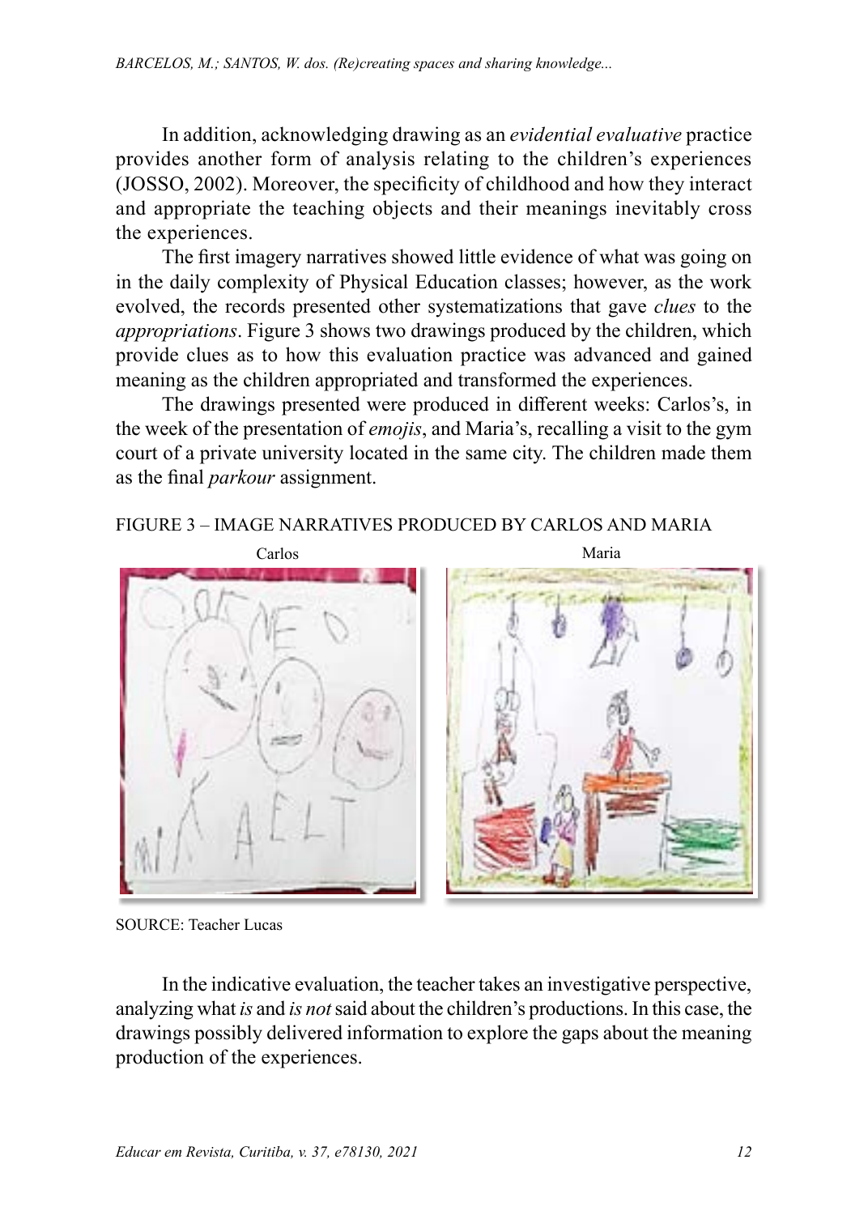In addition, acknowledging drawing as an *evidential evaluative* practice provides another form of analysis relating to the children's experiences (JOSSO, 2002). Moreover, the specificity of childhood and how they interact and appropriate the teaching objects and their meanings inevitably cross the experiences.

The first imagery narratives showed little evidence of what was going on in the daily complexity of Physical Education classes; however, as the work evolved, the records presented other systematizations that gave *clues* to the *appropriations*. Figure 3 shows two drawings produced by the children, which provide clues as to how this evaluation practice was advanced and gained meaning as the children appropriated and transformed the experiences.

The drawings presented were produced in different weeks: Carlos's, in the week of the presentation of *emojis*, and Maria's, recalling a visit to the gym court of a private university located in the same city. The children made them as the final *parkour* assignment.

FIGURE 3 – IMAGE NARRATIVES PRODUCED BY CARLOS AND MARIA

Carlos Maria

SOURCE: Teacher Lucas

In the indicative evaluation, the teacher takes an investigative perspective, analyzing what *is* and *is not* said about the children's productions. In this case, the drawings possibly delivered information to explore the gaps about the meaning production of the experiences.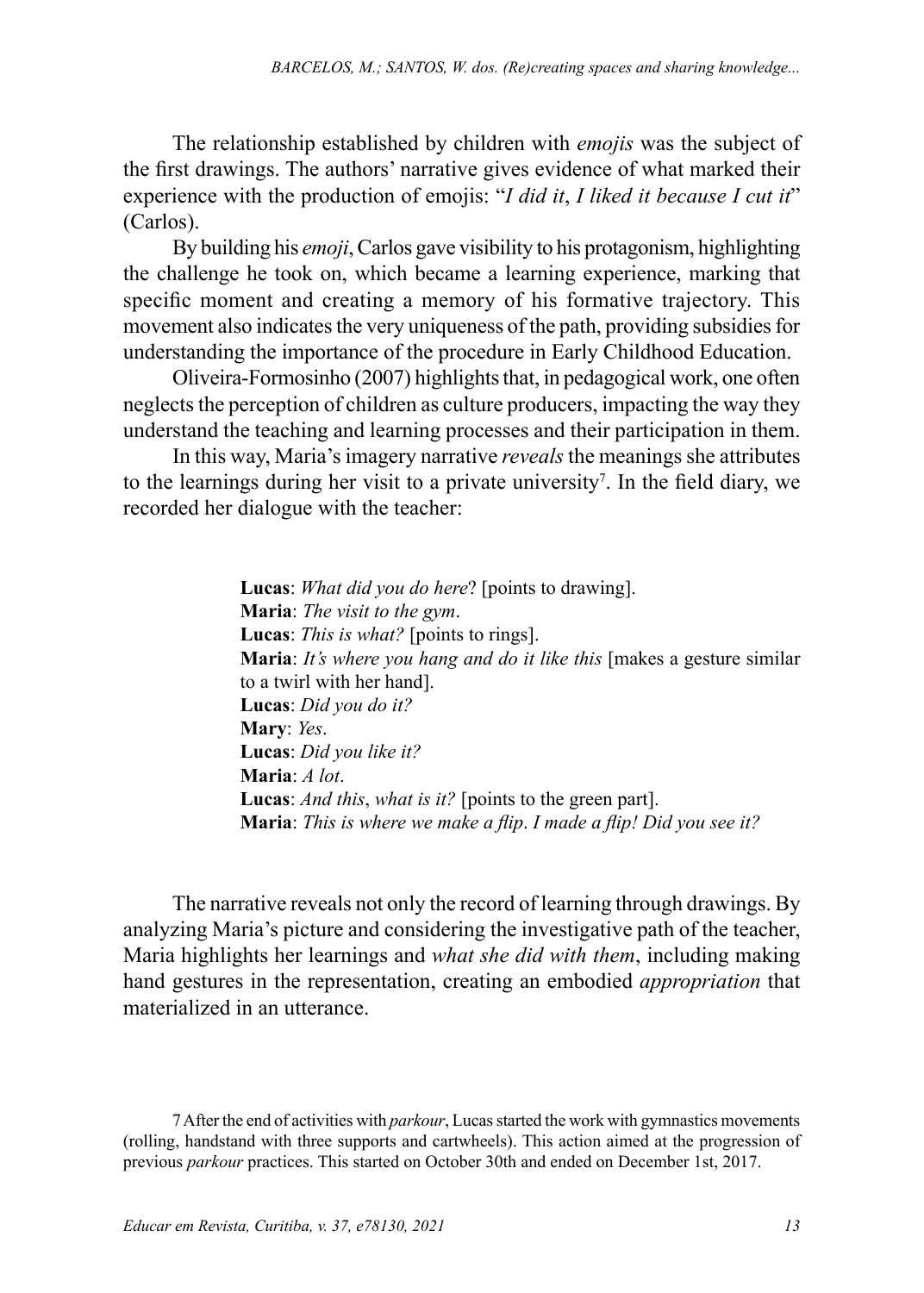The relationship established by children with *emojis* was the subject of the first drawings. The authors' narrative gives evidence of what marked their experience with the production of emojis: "*I did it*, *I liked it because I cut it*" (Carlos).

By building his *emoji*, Carlos gave visibility to his protagonism, highlighting the challenge he took on, which became a learning experience, marking that specific moment and creating a memory of his formative trajectory. This movement also indicates the very uniqueness of the path, providing subsidies for understanding the importance of the procedure in Early Childhood Education.

Oliveira-Formosinho (2007) highlights that, in pedagogical work, one often neglects the perception of children as culture producers, impacting the way they understand the teaching and learning processes and their participation in them.

In this way, Maria's imagery narrative *reveals* the meanings she attributes to the learnings during her visit to a private university[7]. In the field diary, we recorded her dialogue with the teacher:

> **Lucas**: *What did you do here*? [points to drawing].
> **Maria**: *The visit to the gym*.
> **Lucas**: *This is what?* [points to rings].
> **Maria**: *It's where you hang and do it like this* [makes a gesture similar to a twirl with her hand].
> **Lucas**: *Did you do it?*
> **Mary**: *Yes*.
> **Lucas**: *Did you like it?*
> **Maria**: *A lot*.
> **Lucas**: *And this*, *what is it?* [points to the green part].
> **Maria**: *This is where we make a flip*. *I made a flip! Did you see it?*

The narrative reveals not only the record of learning through drawings. By analyzing Maria's picture and considering the investigative path of the teacher, Maria highlights her learnings and *what she did with them*, including making hand gestures in the representation, creating an embodied *appropriation* that materialized in an utterance.

7 After the end of activities with *parkour*, Lucas started the work with gymnastics movements (rolling, handstand with three supports and cartwheels). This action aimed at the progression of previous *parkour* practices. This started on October 30th and ended on December 1st, 2017.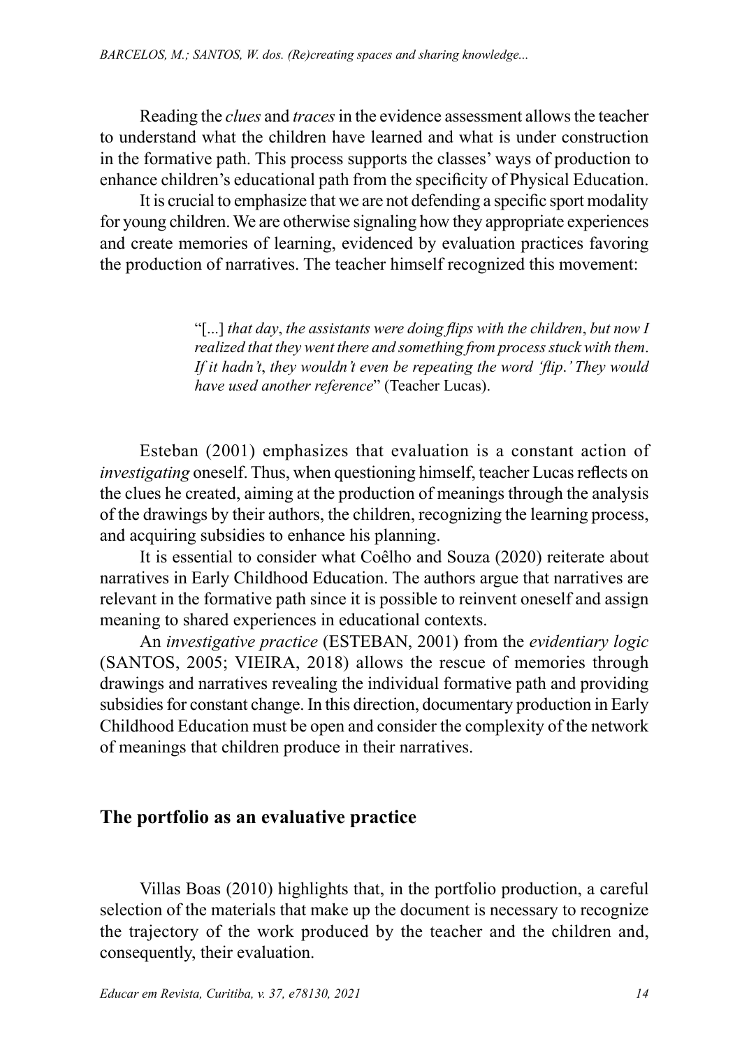Reading the *clues* and *traces* in the evidence assessment allows the teacher to understand what the children have learned and what is under construction in the formative path. This process supports the classes' ways of production to enhance children's educational path from the specificity of Physical Education.

It is crucial to emphasize that we are not defending a specific sport modality for young children. We are otherwise signaling how they appropriate experiences and create memories of learning, evidenced by evaluation practices favoring the production of narratives. The teacher himself recognized this movement:

> "[...] *that day*, *the assistants were doing flips with the children*, *but now I realized that they went there and something from process stuck with them*. *If it hadn't*, *they wouldn't even be repeating the word 'flip*.*' They would have used another reference*" (Teacher Lucas).

Esteban (2001) emphasizes that evaluation is a constant action of *investigating* oneself. Thus, when questioning himself, teacher Lucas reflects on the clues he created, aiming at the production of meanings through the analysis of the drawings by their authors, the children, recognizing the learning process, and acquiring subsidies to enhance his planning.

It is essential to consider what Coêlho and Souza (2020) reiterate about narratives in Early Childhood Education. The authors argue that narratives are relevant in the formative path since it is possible to reinvent oneself and assign meaning to shared experiences in educational contexts.

An *investigative practice* (ESTEBAN, 2001) from the *evidentiary logic* (SANTOS, 2005; VIEIRA, 2018) allows the rescue of memories through drawings and narratives revealing the individual formative path and providing subsidies for constant change. In this direction, documentary production in Early Childhood Education must be open and consider the complexity of the network of meanings that children produce in their narratives.

## The portfolio as an evaluative practice

Villas Boas (2010) highlights that, in the portfolio production, a careful selection of the materials that make up the document is necessary to recognize the trajectory of the work produced by the teacher and the children and, consequently, their evaluation.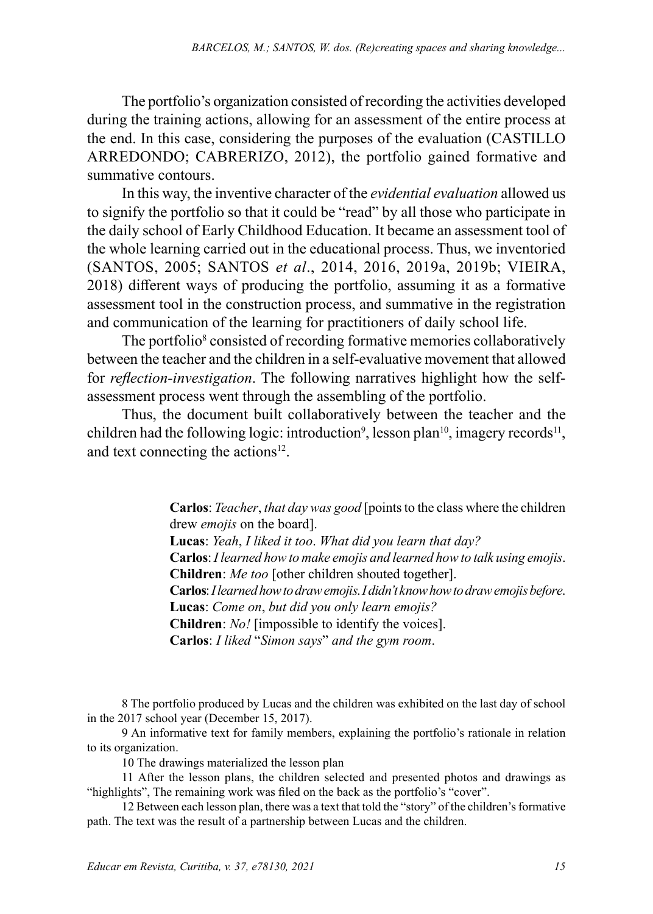The portfolio's organization consisted of recording the activities developed during the training actions, allowing for an assessment of the entire process at the end. In this case, considering the purposes of the evaluation (CASTILLO ARREDONDO; CABRERIZO, 2012), the portfolio gained formative and summative contours.

In this way, the inventive character of the *evidential evaluation* allowed us to signify the portfolio so that it could be "read" by all those who participate in the daily school of Early Childhood Education. It became an assessment tool of the whole learning carried out in the educational process. Thus, we inventoried (SANTOS, 2005; SANTOS *et al*., 2014, 2016, 2019a, 2019b; VIEIRA, 2018) different ways of producing the portfolio, assuming it as a formative assessment tool in the construction process, and summative in the registration and communication of the learning for practitioners of daily school life.

The portfolio[8] consisted of recording formative memories collaboratively between the teacher and the children in a self-evaluative movement that allowed for *reflection-investigation*. The following narratives highlight how the self-assessment process went through the assembling of the portfolio.

Thus, the document built collaboratively between the teacher and the children had the following logic: introduction[9], lesson plan[10], imagery records[11], and text connecting the actions[12].

> **Carlos**: *Teacher*, *that day was good* [points to the class where the children drew *emojis* on the board].
> **Lucas**: *Yeah*, *I liked it too*. *What did you learn that day?*
> **Carlos**: *I learned how to make emojis and learned how to talk using emojis*.
> **Children**: *Me too* [other children shouted together].
> **Carlos**: *I learned how to draw emojis. I didn't know how to draw emojis before.*
> **Lucas**: *Come on*, *but did you only learn emojis?*
> **Children**: *No!* [impossible to identify the voices].
> **Carlos**: *I liked* "*Simon says*" *and the gym room*.

8 The portfolio produced by Lucas and the children was exhibited on the last day of school in the 2017 school year (December 15, 2017).

9 An informative text for family members, explaining the portfolio's rationale in relation to its organization.

10 The drawings materialized the lesson plan

11 After the lesson plans, the children selected and presented photos and drawings as "highlights", The remaining work was filed on the back as the portfolio's "cover".

12 Between each lesson plan, there was a text that told the "story" of the children's formative path. The text was the result of a partnership between Lucas and the children.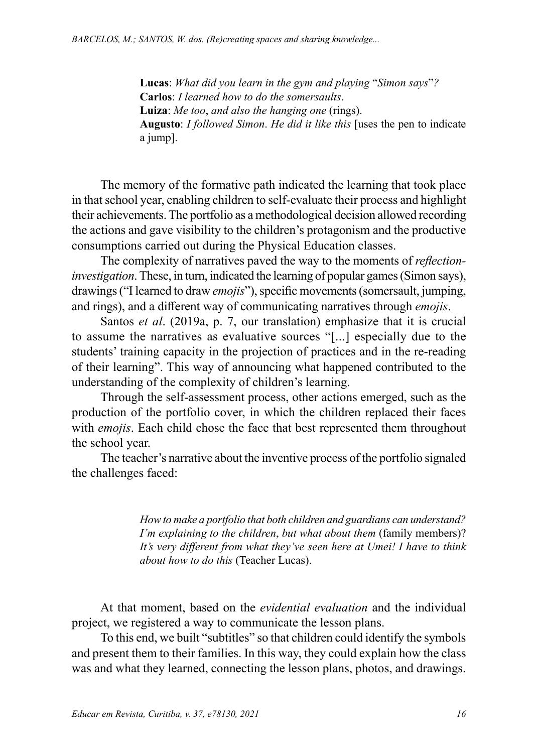> **Lucas**: *What did you learn in the gym and playing* "*Simon says*"*?*
> **Carlos**: *I learned how to do the somersaults*.
> **Luiza**: *Me too*, *and also the hanging one* (rings).
> **Augusto**: *I followed Simon*. *He did it like this* [uses the pen to indicate a jump].

The memory of the formative path indicated the learning that took place in that school year, enabling children to self-evaluate their process and highlight their achievements. The portfolio as a methodological decision allowed recording the actions and gave visibility to the children's protagonism and the productive consumptions carried out during the Physical Education classes.

The complexity of narratives paved the way to the moments of *reflection-investigation*. These, in turn, indicated the learning of popular games (Simon says), drawings ("I learned to draw *emojis*"), specific movements (somersault, jumping, and rings), and a different way of communicating narratives through *emojis*.

Santos *et al*. (2019a, p. 7, our translation) emphasize that it is crucial to assume the narratives as evaluative sources "[...] especially due to the students' training capacity in the projection of practices and in the re-reading of their learning". This way of announcing what happened contributed to the understanding of the complexity of children's learning.

Through the self-assessment process, other actions emerged, such as the production of the portfolio cover, in which the children replaced their faces with *emojis*. Each child chose the face that best represented them throughout the school year.

The teacher's narrative about the inventive process of the portfolio signaled the challenges faced:

> *How to make a portfolio that both children and guardians can understand? I'm explaining to the children*, *but what about them* (family members)? *It's very different from what they've seen here at Umei! I have to think about how to do this* (Teacher Lucas).

At that moment, based on the *evidential evaluation* and the individual project, we registered a way to communicate the lesson plans.

To this end, we built "subtitles" so that children could identify the symbols and present them to their families. In this way, they could explain how the class was and what they learned, connecting the lesson plans, photos, and drawings.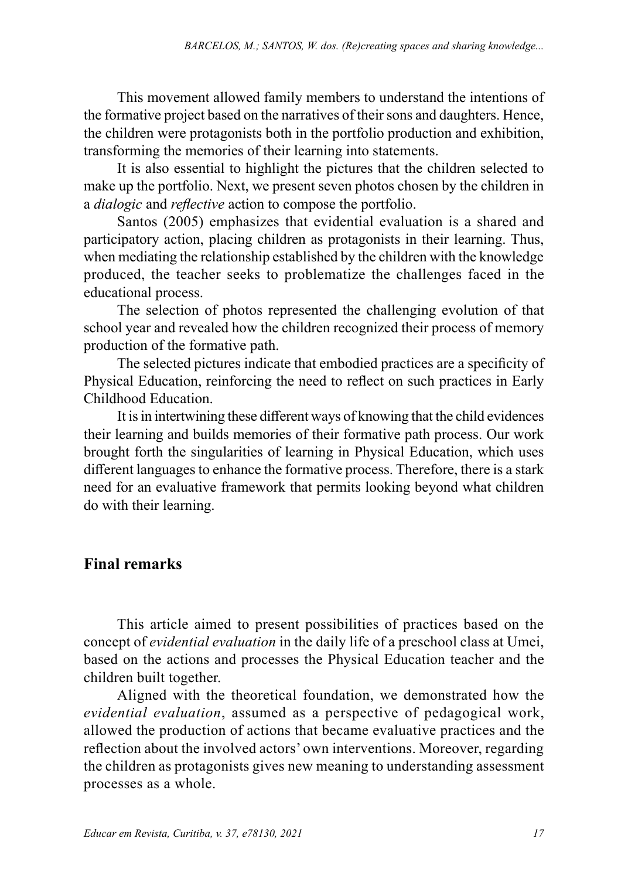This movement allowed family members to understand the intentions of the formative project based on the narratives of their sons and daughters. Hence, the children were protagonists both in the portfolio production and exhibition, transforming the memories of their learning into statements.

It is also essential to highlight the pictures that the children selected to make up the portfolio. Next, we present seven photos chosen by the children in a *dialogic* and *reflective* action to compose the portfolio.

Santos (2005) emphasizes that evidential evaluation is a shared and participatory action, placing children as protagonists in their learning. Thus, when mediating the relationship established by the children with the knowledge produced, the teacher seeks to problematize the challenges faced in the educational process.

The selection of photos represented the challenging evolution of that school year and revealed how the children recognized their process of memory production of the formative path.

The selected pictures indicate that embodied practices are a specificity of Physical Education, reinforcing the need to reflect on such practices in Early Childhood Education.

It is in intertwining these different ways of knowing that the child evidences their learning and builds memories of their formative path process. Our work brought forth the singularities of learning in Physical Education, which uses different languages to enhance the formative process. Therefore, there is a stark need for an evaluative framework that permits looking beyond what children do with their learning.

## Final remarks

This article aimed to present possibilities of practices based on the concept of *evidential evaluation* in the daily life of a preschool class at Umei, based on the actions and processes the Physical Education teacher and the children built together.

Aligned with the theoretical foundation, we demonstrated how the *evidential evaluation*, assumed as a perspective of pedagogical work, allowed the production of actions that became evaluative practices and the reflection about the involved actors' own interventions. Moreover, regarding the children as protagonists gives new meaning to understanding assessment processes as a whole.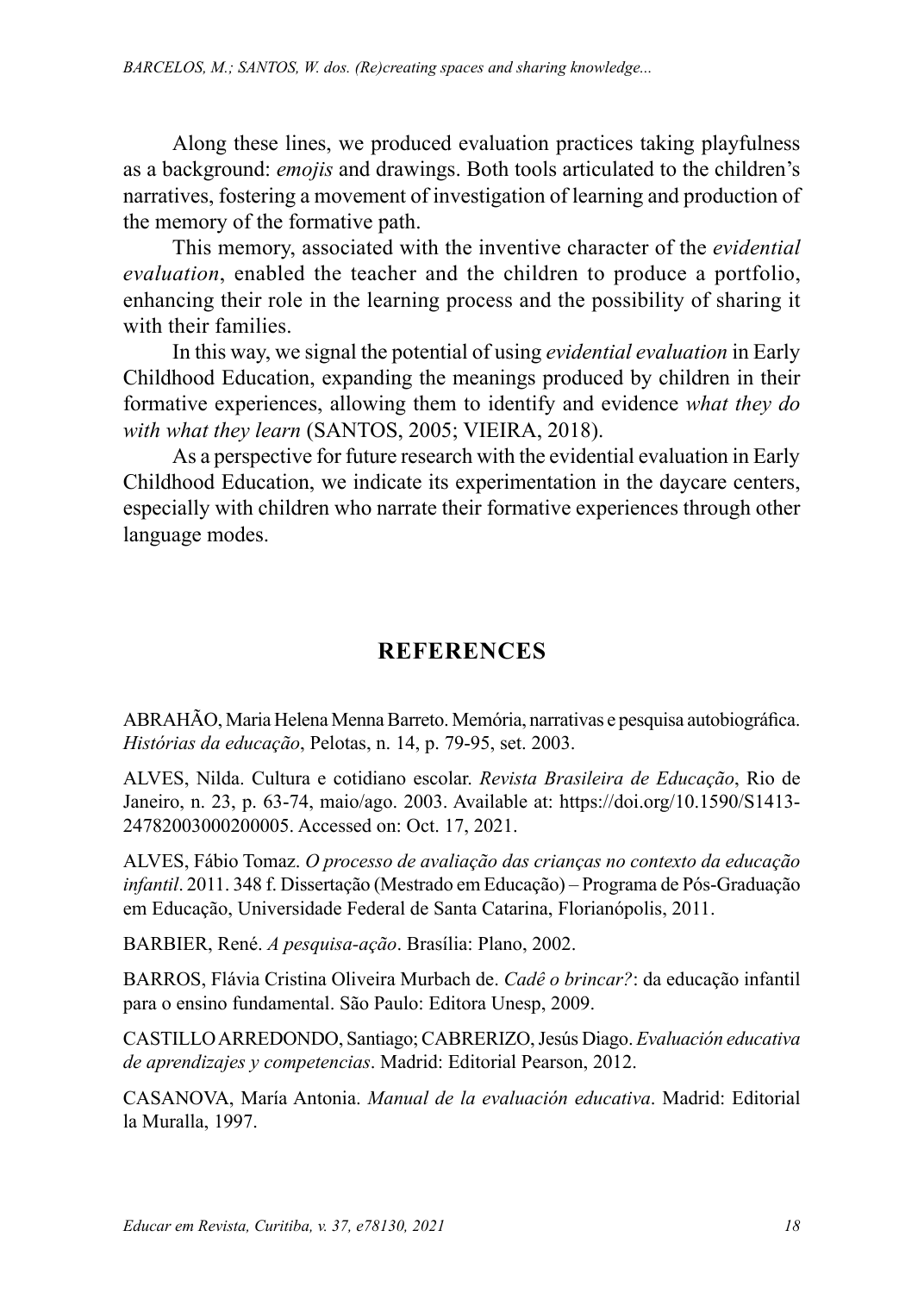Along these lines, we produced evaluation practices taking playfulness as a background: *emojis* and drawings. Both tools articulated to the children's narratives, fostering a movement of investigation of learning and production of the memory of the formative path.

This memory, associated with the inventive character of the *evidential evaluation*, enabled the teacher and the children to produce a portfolio, enhancing their role in the learning process and the possibility of sharing it with their families.

In this way, we signal the potential of using *evidential evaluation* in Early Childhood Education, expanding the meanings produced by children in their formative experiences, allowing them to identify and evidence *what they do with what they learn* (SANTOS, 2005; VIEIRA, 2018).

As a perspective for future research with the evidential evaluation in Early Childhood Education, we indicate its experimentation in the daycare centers, especially with children who narrate their formative experiences through other language modes.

## REFERENCES

ABRAHÃO, Maria Helena Menna Barreto. Memória, narrativas e pesquisa autobiográfica. *Histórias da educação*, Pelotas, n. 14, p. 79-95, set. 2003.

ALVES, Nilda. Cultura e cotidiano escolar. *Revista Brasileira de Educação*, Rio de Janeiro, n. 23, p. 63-74, maio/ago. 2003. Available at: https://doi.org/10.1590/S1413-24782003000200005. Accessed on: Oct. 17, 2021.

ALVES, Fábio Tomaz. *O processo de avaliação das crianças no contexto da educação infantil*. 2011. 348 f. Dissertação (Mestrado em Educação) – Programa de Pós-Graduação em Educação, Universidade Federal de Santa Catarina, Florianópolis, 2011.

BARBIER, René. *A pesquisa-ação*. Brasília: Plano, 2002.

BARROS, Flávia Cristina Oliveira Murbach de. *Cadê o brincar?*: da educação infantil para o ensino fundamental. São Paulo: Editora Unesp, 2009.

CASTILLO ARREDONDO, Santiago; CABRERIZO, Jesús Diago. *Evaluación educativa de aprendizajes y competencias*. Madrid: Editorial Pearson, 2012.

CASANOVA, María Antonia. *Manual de la evaluación educativa*. Madrid: Editorial la Muralla, 1997.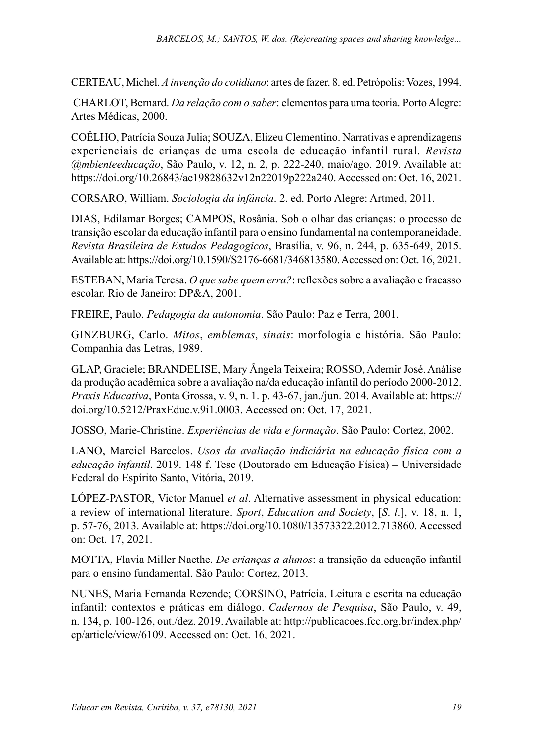CERTEAU, Michel. *A invenção do cotidiano*: artes de fazer. 8. ed. Petrópolis: Vozes, 1994.

CHARLOT, Bernard. *Da relação com o saber*: elementos para uma teoria. Porto Alegre: Artes Médicas, 2000.

COÊLHO, Patrícia Souza Julia; SOUZA, Elizeu Clementino. Narrativas e aprendizagens experienciais de crianças de uma escola de educação infantil rural. *Revista @mbienteeducação*, São Paulo, v. 12, n. 2, p. 222-240, maio/ago. 2019. Available at: https://doi.org/10.26843/ae19828632v12n22019p222a240. Accessed on: Oct. 16, 2021.

CORSARO, William. *Sociologia da infância*. 2. ed. Porto Alegre: Artmed, 2011.

DIAS, Edilamar Borges; CAMPOS, Rosânia. Sob o olhar das crianças: o processo de transição escolar da educação infantil para o ensino fundamental na contemporaneidade. *Revista Brasileira de Estudos Pedagogicos*, Brasília, v. 96, n. 244, p. 635-649, 2015. Available at: https://doi.org/10.1590/S2176-6681/346813580. Accessed on: Oct. 16, 2021.

ESTEBAN, Maria Teresa. *O que sabe quem erra?*: reflexões sobre a avaliação e fracasso escolar. Rio de Janeiro: DP&A, 2001.

FREIRE, Paulo. *Pedagogia da autonomia*. São Paulo: Paz e Terra, 2001.

GINZBURG, Carlo. *Mitos*, *emblemas*, *sinais*: morfologia e história. São Paulo: Companhia das Letras, 1989.

GLAP, Graciele; BRANDELISE, Mary Ângela Teixeira; ROSSO, Ademir José. Análise da produção acadêmica sobre a avaliação na/da educação infantil do período 2000-2012. *Praxis Educativa*, Ponta Grossa, v. 9, n. 1. p. 43-67, jan./jun. 2014. Available at: https://doi.org/10.5212/PraxEduc.v.9i1.0003. Accessed on: Oct. 17, 2021.

JOSSO, Marie-Christine. *Experiências de vida e formação*. São Paulo: Cortez, 2002.

LANO, Marciel Barcelos. *Usos da avaliação indiciária na educação física com a educação infantil*. 2019. 148 f. Tese (Doutorado em Educação Física) – Universidade Federal do Espírito Santo, Vitória, 2019.

LÓPEZ-PASTOR, Victor Manuel *et al*. Alternative assessment in physical education: a review of international literature. *Sport*, *Education and Society*, [*S*. *l*.], v. 18, n. 1, p. 57-76, 2013. Available at: https://doi.org/10.1080/13573322.2012.713860. Accessed on: Oct. 17, 2021.

MOTTA, Flavia Miller Naethe. *De crianças a alunos*: a transição da educação infantil para o ensino fundamental. São Paulo: Cortez, 2013.

NUNES, Maria Fernanda Rezende; CORSINO, Patrícia. Leitura e escrita na educação infantil: contextos e práticas em diálogo. *Cadernos de Pesquisa*, São Paulo, v. 49, n. 134, p. 100-126, out./dez. 2019. Available at: http://publicacoes.fcc.org.br/index.php/cp/article/view/6109. Accessed on: Oct. 16, 2021.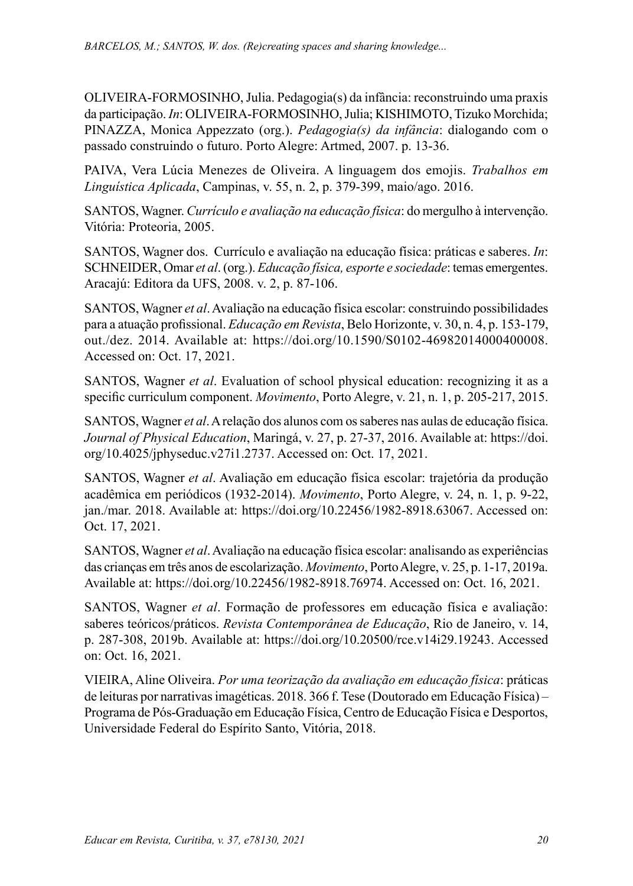OLIVEIRA-FORMOSINHO, Julia. Pedagogia(s) da infância: reconstruindo uma praxis da participação. *In*: OLIVEIRA-FORMOSINHO, Julia; KISHIMOTO, Tizuko Morchida; PINAZZA, Monica Appezzato (org.). *Pedagogia(s) da infância*: dialogando com o passado construindo o futuro. Porto Alegre: Artmed, 2007. p. 13-36.

PAIVA, Vera Lúcia Menezes de Oliveira. A linguagem dos emojis. *Trabalhos em Linguística Aplicada*, Campinas, v. 55, n. 2, p. 379-399, maio/ago. 2016.

SANTOS, Wagner. *Currículo e avaliação na educação física*: do mergulho à intervenção. Vitória: Proteoria, 2005.

SANTOS, Wagner dos. Currículo e avaliação na educação física: práticas e saberes. *In*: SCHNEIDER, Omar *et al*. (org.). *Educação física, esporte e sociedade*: temas emergentes. Aracajú: Editora da UFS, 2008. v. 2, p. 87-106.

SANTOS, Wagner *et al*. Avaliação na educação física escolar: construindo possibilidades para a atuação profissional. *Educação em Revista*, Belo Horizonte, v. 30, n. 4, p. 153-179, out./dez. 2014. Available at: https://doi.org/10.1590/S0102-46982014000400008. Accessed on: Oct. 17, 2021.

SANTOS, Wagner *et al*. Evaluation of school physical education: recognizing it as a specific curriculum component. *Movimento*, Porto Alegre, v. 21, n. 1, p. 205-217, 2015.

SANTOS, Wagner *et al*. A relação dos alunos com os saberes nas aulas de educação física. *Journal of Physical Education*, Maringá, v. 27, p. 27-37, 2016. Available at: https://doi.org/10.4025/jphyseduc.v27i1.2737. Accessed on: Oct. 17, 2021.

SANTOS, Wagner *et al*. Avaliação em educação física escolar: trajetória da produção acadêmica em periódicos (1932-2014). *Movimento*, Porto Alegre, v. 24, n. 1, p. 9-22, jan./mar. 2018. Available at: https://doi.org/10.22456/1982-8918.63067. Accessed on: Oct. 17, 2021.

SANTOS, Wagner *et al*. Avaliação na educação física escolar: analisando as experiências das crianças em três anos de escolarização. *Movimento*, Porto Alegre, v. 25, p. 1-17, 2019a. Available at: https://doi.org/10.22456/1982-8918.76974. Accessed on: Oct. 16, 2021.

SANTOS, Wagner *et al*. Formação de professores em educação física e avaliação: saberes teóricos/práticos. *Revista Contemporânea de Educação*, Rio de Janeiro, v. 14, p. 287-308, 2019b. Available at: https://doi.org/10.20500/rce.v14i29.19243. Accessed on: Oct. 16, 2021.

VIEIRA, Aline Oliveira. *Por uma teorização da avaliação em educação física*: práticas de leituras por narrativas imagéticas. 2018. 366 f. Tese (Doutorado em Educação Física) – Programa de Pós-Graduação em Educação Física, Centro de Educação Física e Desportos, Universidade Federal do Espírito Santo, Vitória, 2018.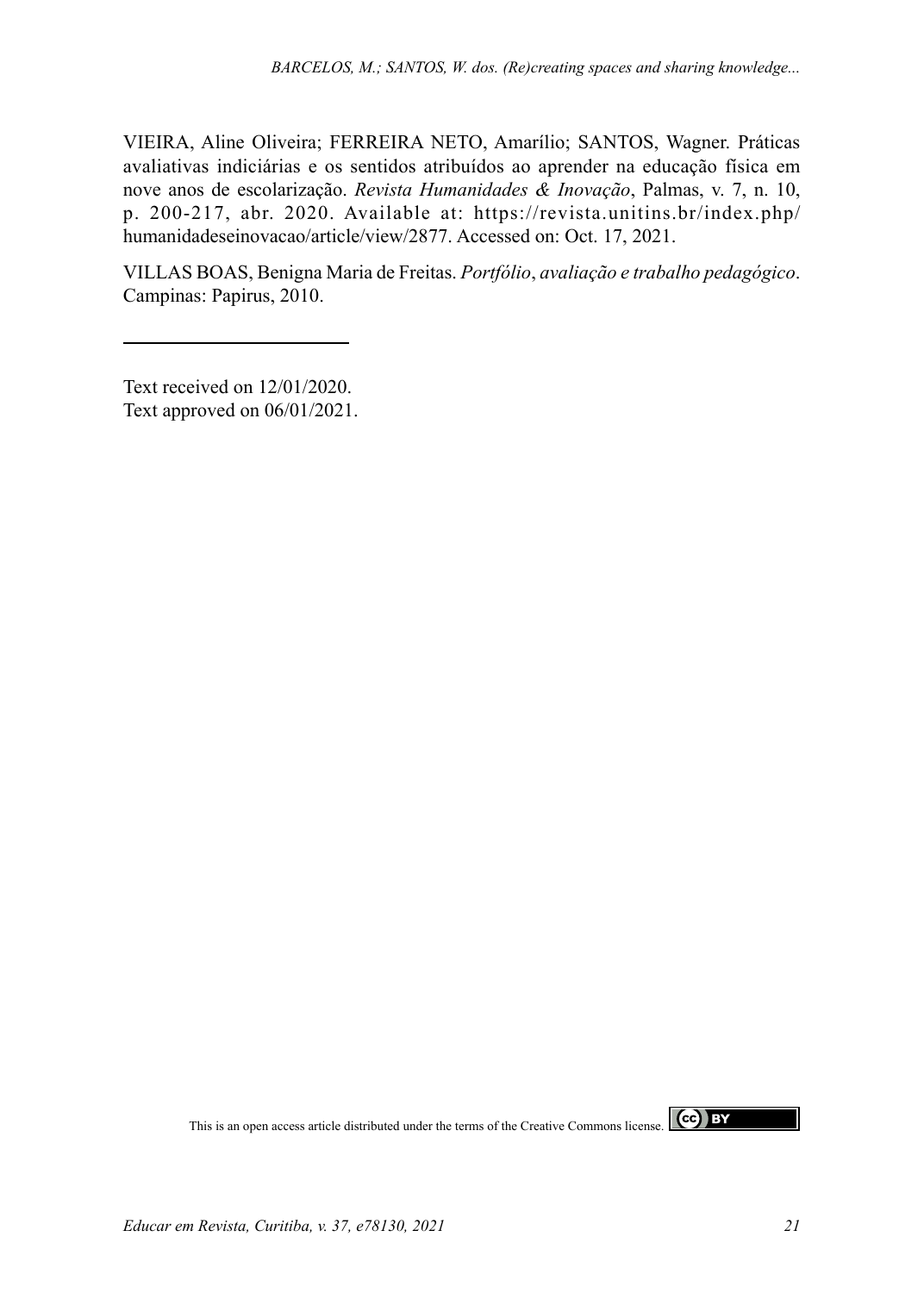VIEIRA, Aline Oliveira; FERREIRA NETO, Amarílio; SANTOS, Wagner. Práticas avaliativas indiciárias e os sentidos atribuídos ao aprender na educação física em nove anos de escolarização. *Revista Humanidades & Inovação*, Palmas, v. 7, n. 10, p. 200-217, abr. 2020. Available at: https://revista.unitins.br/index.php/humanidadeseinovacao/article/view/2877. Accessed on: Oct. 17, 2021.

VILLAS BOAS, Benigna Maria de Freitas. *Portfólio*, *avaliação e trabalho pedagógico*. Campinas: Papirus, 2010.

---

Text received on 12/01/2020.
Text approved on 06/01/2021.

This is an open access article distributed under the terms of the Creative Commons license.